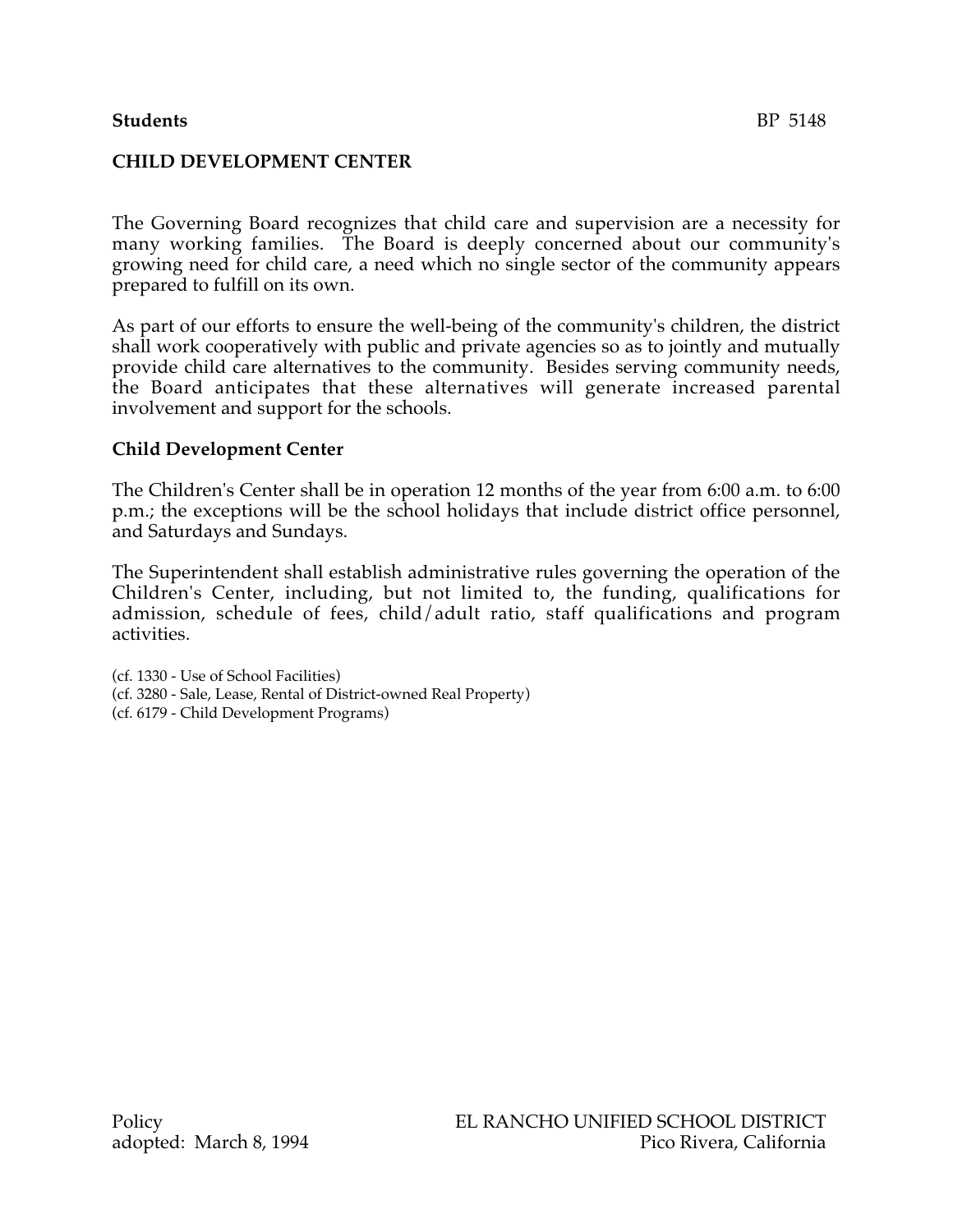**Students** BP 5148

# CHILD DEVELOPMENT CENTER

The Governing Board recognizes that child care and supervision are a necessity for many working families. The Board is deeply concerned about our community's growing need for child care, a need which no single sector of the community appears prepared to fulfill on its own.

As part of our efforts to ensure the well-being of the community's children, the district shall work cooperatively with public and private agencies so as to jointly and mutually provide child care alternatives to the community. Besides serving community needs, the Board anticipates that these alternatives will generate increased parental involvement and support for the schools.

## Child Development Center

The Children's Center shall be in operation 12 months of the year from 6:00 a.m. to 6:00 p.m.; the exceptions will be the school holidays that include district office personnel, and Saturdays and Sundays.

The Superintendent shall establish administrative rules governing the operation of the Children's Center, including, but not limited to, the funding, qualifications for admission, schedule of fees, child/adult ratio, staff qualifications and program activities.

(cf. 1330 - Use of School Facilities)
(cf. 3280 - Sale, Lease, Rental of District-owned Real Property)
(cf. 6179 - Child Development Programs)

Policy
adopted: March 8, 1994

EL RANCHO UNIFIED SCHOOL DISTRICT
Pico Rivera, California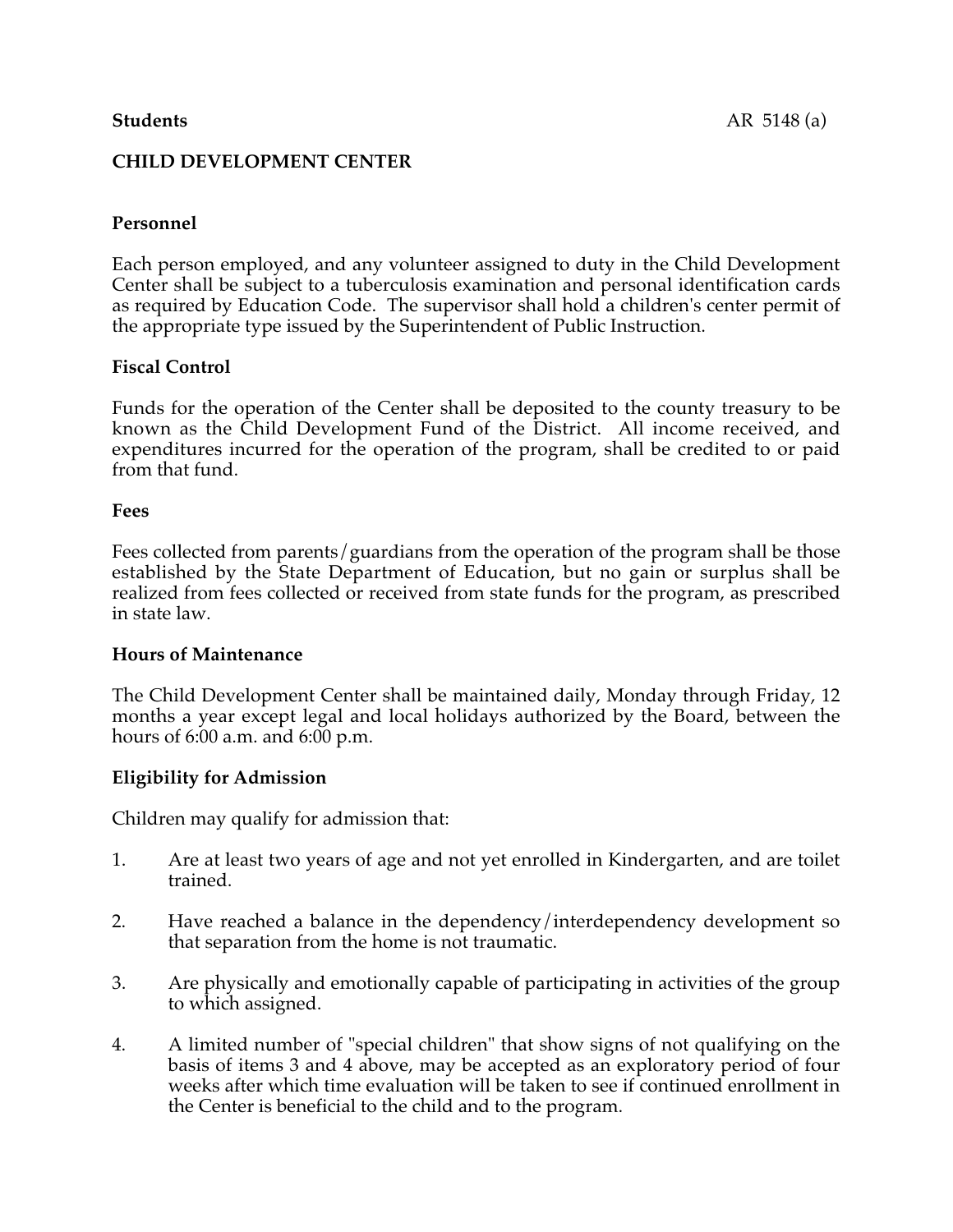**Students** AR 5148 (a)

**CHILD DEVELOPMENT CENTER**

**Personnel**

Each person employed, and any volunteer assigned to duty in the Child Development Center shall be subject to a tuberculosis examination and personal identification cards as required by Education Code. The supervisor shall hold a children's center permit of the appropriate type issued by the Superintendent of Public Instruction.

**Fiscal Control**

Funds for the operation of the Center shall be deposited to the county treasury to be known as the Child Development Fund of the District. All income received, and expenditures incurred for the operation of the program, shall be credited to or paid from that fund.

**Fees**

Fees collected from parents/guardians from the operation of the program shall be those established by the State Department of Education, but no gain or surplus shall be realized from fees collected or received from state funds for the program, as prescribed in state law.

**Hours of Maintenance**

The Child Development Center shall be maintained daily, Monday through Friday, 12 months a year except legal and local holidays authorized by the Board, between the hours of 6:00 a.m. and 6:00 p.m.

**Eligibility for Admission**

Children may qualify for admission that:

1. Are at least two years of age and not yet enrolled in Kindergarten, and are toilet trained.

2. Have reached a balance in the dependency/interdependency development so that separation from the home is not traumatic.

3. Are physically and emotionally capable of participating in activities of the group to which assigned.

4. A limited number of "special children" that show signs of not qualifying on the basis of items 3 and 4 above, may be accepted as an exploratory period of four weeks after which time evaluation will be taken to see if continued enrollment in the Center is beneficial to the child and to the program.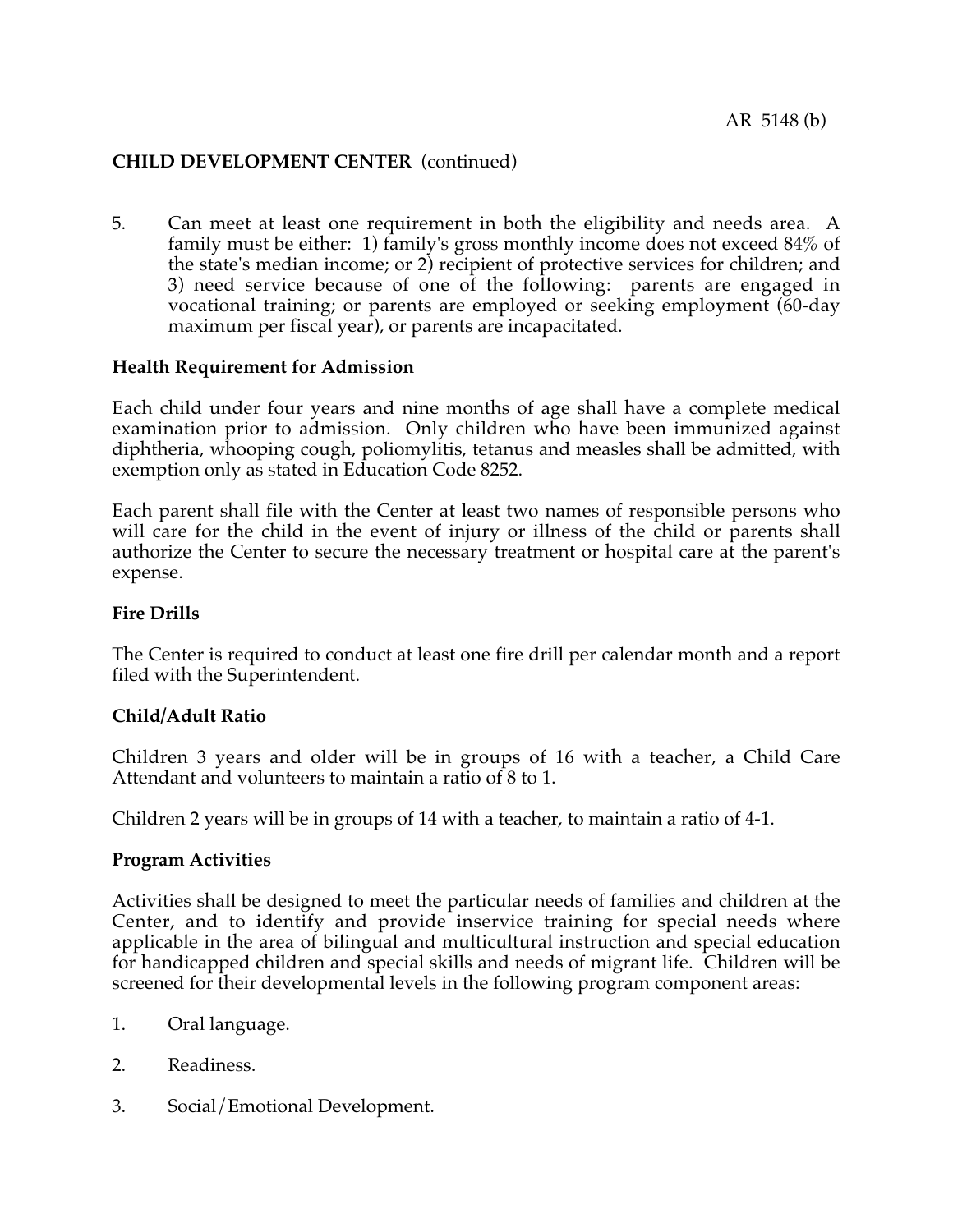## CHILD DEVELOPMENT CENTER (continued)

5. Can meet at least one requirement in both the eligibility and needs area. A family must be either: 1) family's gross monthly income does not exceed 84% of the state's median income; or 2) recipient of protective services for children; and 3) need service because of one of the following: parents are engaged in vocational training; or parents are employed or seeking employment (60-day maximum per fiscal year), or parents are incapacitated.

**Health Requirement for Admission**

Each child under four years and nine months of age shall have a complete medical examination prior to admission. Only children who have been immunized against diphtheria, whooping cough, poliomylitis, tetanus and measles shall be admitted, with exemption only as stated in Education Code 8252.

Each parent shall file with the Center at least two names of responsible persons who will care for the child in the event of injury or illness of the child or parents shall authorize the Center to secure the necessary treatment or hospital care at the parent's expense.

**Fire Drills**

The Center is required to conduct at least one fire drill per calendar month and a report filed with the Superintendent.

**Child/Adult Ratio**

Children 3 years and older will be in groups of 16 with a teacher, a Child Care Attendant and volunteers to maintain a ratio of 8 to 1.

Children 2 years will be in groups of 14 with a teacher, to maintain a ratio of 4-1.

**Program Activities**

Activities shall be designed to meet the particular needs of families and children at the Center, and to identify and provide inservice training for special needs where applicable in the area of bilingual and multicultural instruction and special education for handicapped children and special skills and needs of migrant life. Children will be screened for their developmental levels in the following program component areas:

1. Oral language.
2. Readiness.
3. Social/Emotional Development.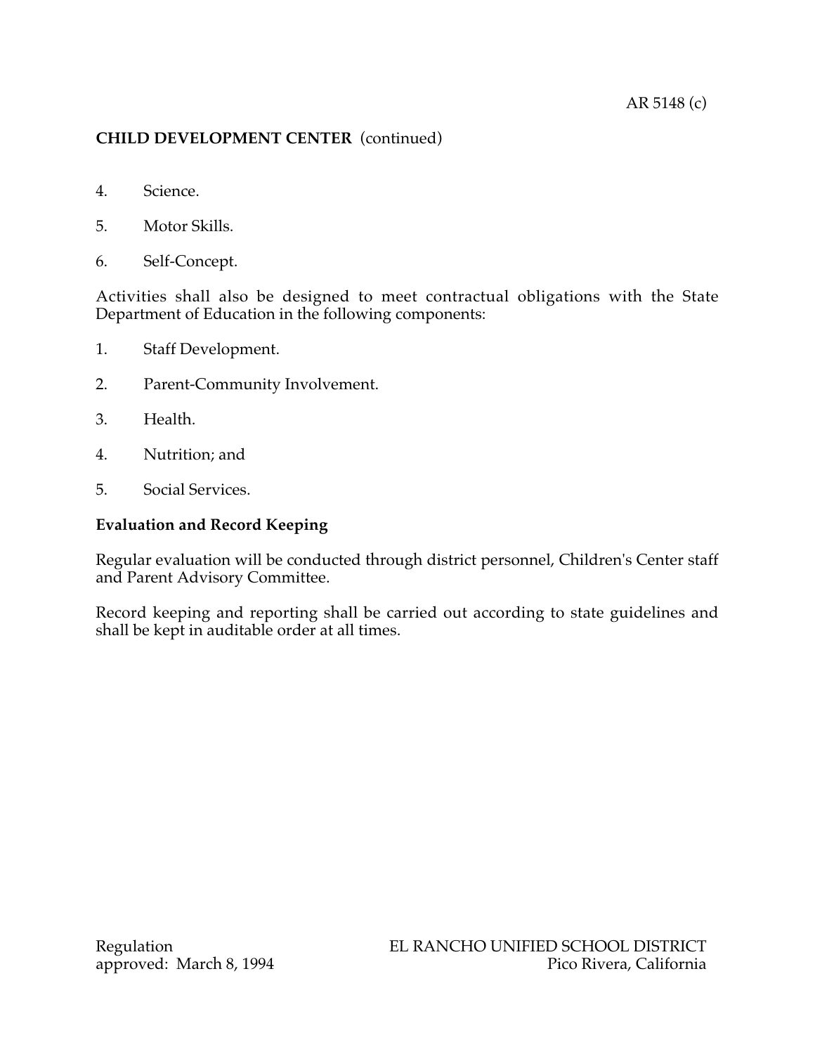**CHILD DEVELOPMENT CENTER** (continued)

4. Science.

5. Motor Skills.

6. Self-Concept.

Activities shall also be designed to meet contractual obligations with the State Department of Education in the following components:

1. Staff Development.

2. Parent-Community Involvement.

3. Health.

4. Nutrition; and

5. Social Services.

**Evaluation and Record Keeping**

Regular evaluation will be conducted through district personnel, Children's Center staff and Parent Advisory Committee.

Record keeping and reporting shall be carried out according to state guidelines and shall be kept in auditable order at all times.

Regulation approved: March 8, 1994

EL RANCHO UNIFIED SCHOOL DISTRICT
Pico Rivera, California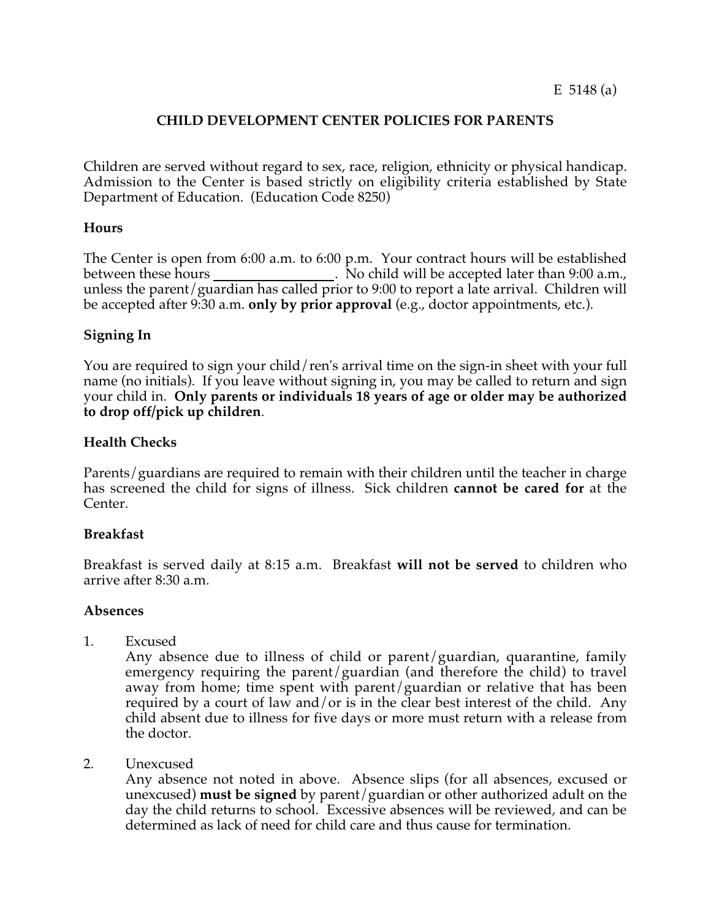E 5148 (a)

# CHILD DEVELOPMENT CENTER POLICIES FOR PARENTS

Children are served without regard to sex, race, religion, ethnicity or physical handicap. Admission to the Center is based strictly on eligibility criteria established by State Department of Education. (Education Code 8250)

## Hours

The Center is open from 6:00 a.m. to 6:00 p.m. Your contract hours will be established between these hours ________________. No child will be accepted later than 9:00 a.m., unless the parent/guardian has called prior to 9:00 to report a late arrival. Children will be accepted after 9:30 a.m. **only by prior approval** (e.g., doctor appointments, etc.).

## Signing In

You are required to sign your child/ren's arrival time on the sign-in sheet with your full name (no initials). If you leave without signing in, you may be called to return and sign your child in. **Only parents or individuals 18 years of age or older may be authorized to drop off/pick up children**.

## Health Checks

Parents/guardians are required to remain with their children until the teacher in charge has screened the child for signs of illness. Sick children **cannot be cared for** at the Center.

## Breakfast

Breakfast is served daily at 8:15 a.m. Breakfast **will not be served** to children who arrive after 8:30 a.m.

## Absences

1. Excused
   Any absence due to illness of child or parent/guardian, quarantine, family emergency requiring the parent/guardian (and therefore the child) to travel away from home; time spent with parent/guardian or relative that has been required by a court of law and/or is in the clear best interest of the child. Any child absent due to illness for five days or more must return with a release from the doctor.

2. Unexcused
   Any absence not noted in above. Absence slips (for all absences, excused or unexcused) **must be signed** by parent/guardian or other authorized adult on the day the child returns to school. Excessive absences will be reviewed, and can be determined as lack of need for child care and thus cause for termination.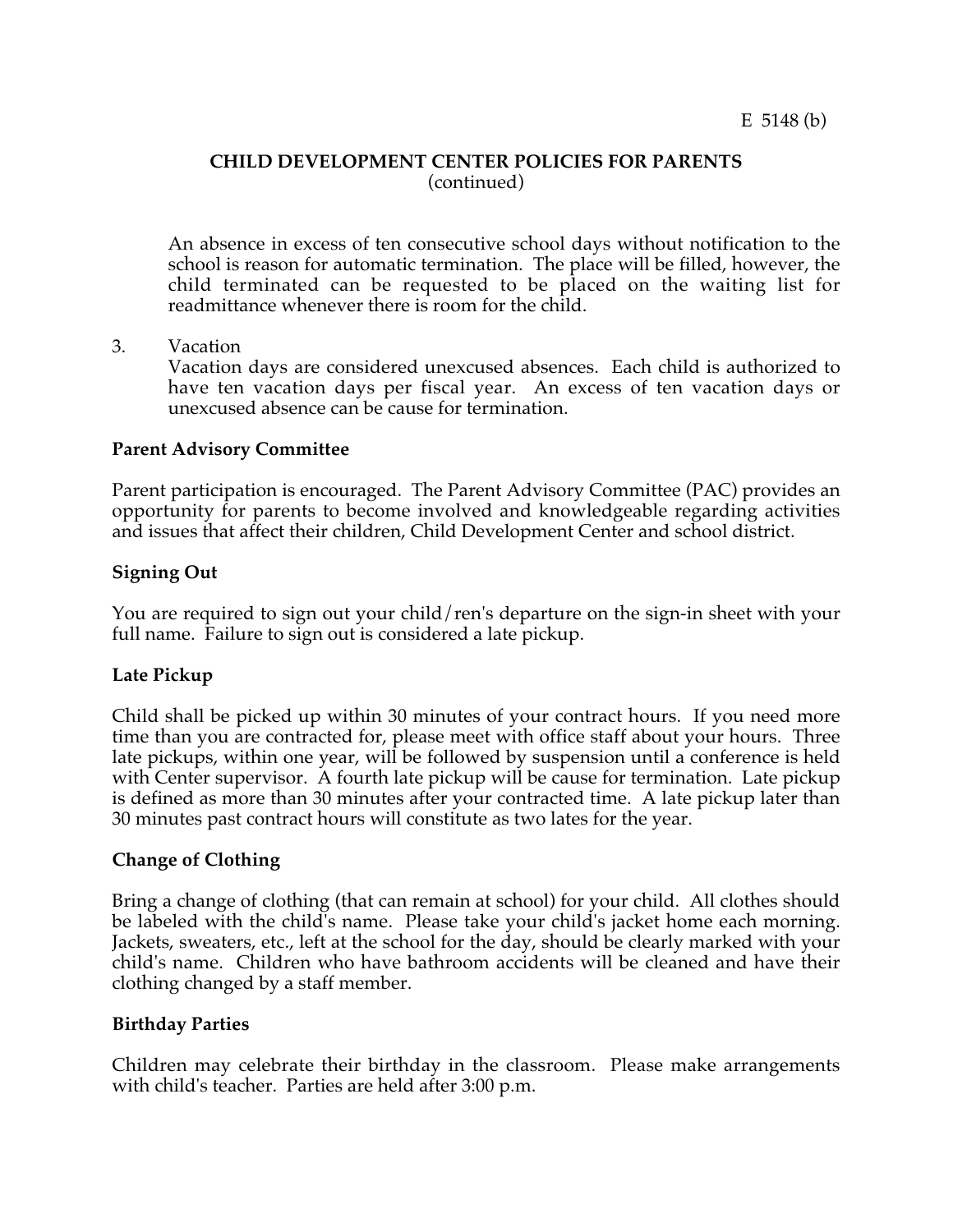E 5148 (b)

**CHILD DEVELOPMENT CENTER POLICIES FOR PARENTS**
(continued)

An absence in excess of ten consecutive school days without notification to the school is reason for automatic termination. The place will be filled, however, the child terminated can be requested to be placed on the waiting list for readmittance whenever there is room for the child.

3. Vacation
   Vacation days are considered unexcused absences. Each child is authorized to have ten vacation days per fiscal year. An excess of ten vacation days or unexcused absence can be cause for termination.

**Parent Advisory Committee**

Parent participation is encouraged. The Parent Advisory Committee (PAC) provides an opportunity for parents to become involved and knowledgeable regarding activities and issues that affect their children, Child Development Center and school district.

**Signing Out**

You are required to sign out your child/ren's departure on the sign-in sheet with your full name. Failure to sign out is considered a late pickup.

**Late Pickup**

Child shall be picked up within 30 minutes of your contract hours. If you need more time than you are contracted for, please meet with office staff about your hours. Three late pickups, within one year, will be followed by suspension until a conference is held with Center supervisor. A fourth late pickup will be cause for termination. Late pickup is defined as more than 30 minutes after your contracted time. A late pickup later than 30 minutes past contract hours will constitute as two lates for the year.

**Change of Clothing**

Bring a change of clothing (that can remain at school) for your child. All clothes should be labeled with the child's name. Please take your child's jacket home each morning. Jackets, sweaters, etc., left at the school for the day, should be clearly marked with your child's name. Children who have bathroom accidents will be cleaned and have their clothing changed by a staff member.

**Birthday Parties**

Children may celebrate their birthday in the classroom. Please make arrangements with child's teacher. Parties are held after 3:00 p.m.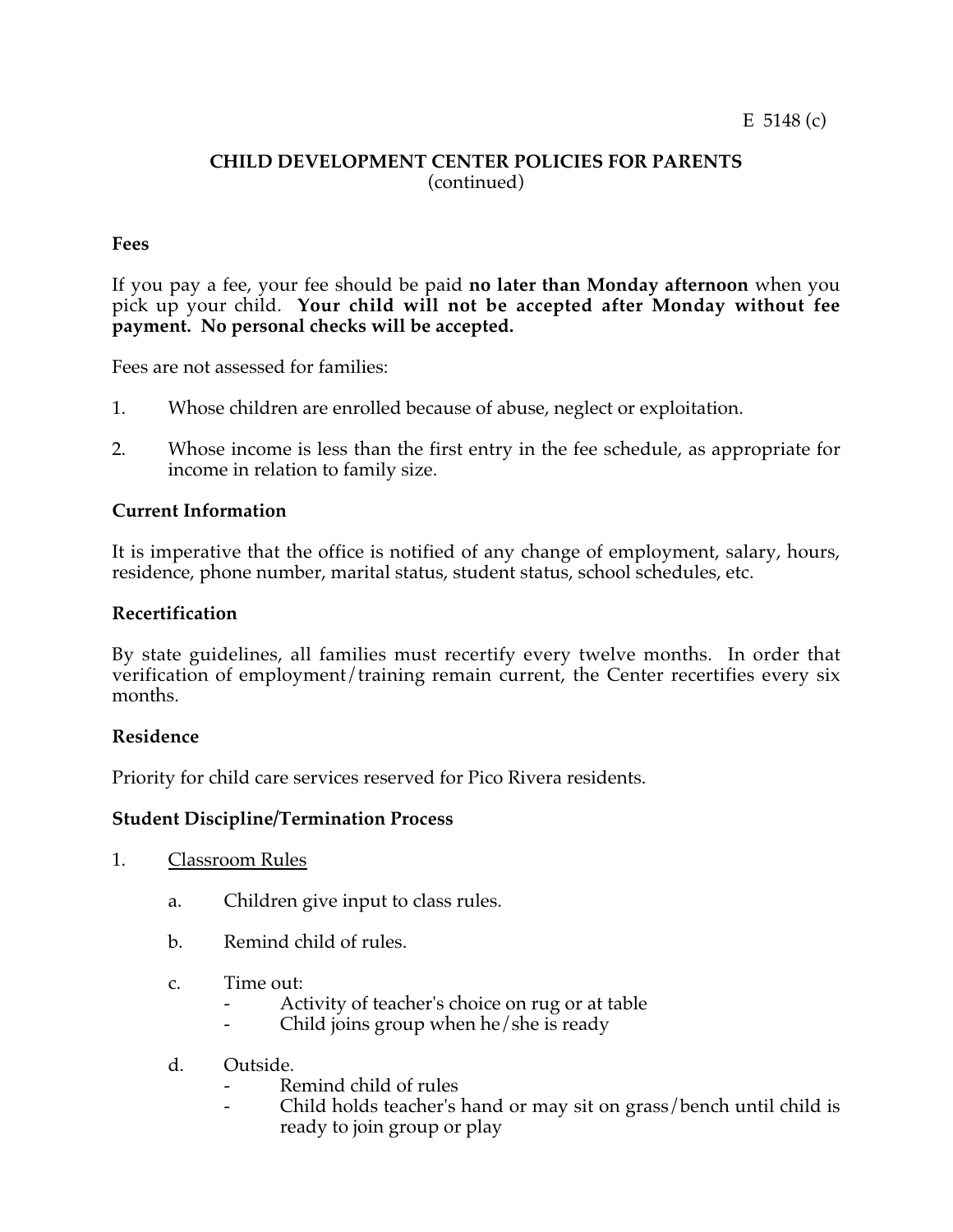E 5148 (c)

## CHILD DEVELOPMENT CENTER POLICIES FOR PARENTS
(continued)

**Fees**

If you pay a fee, your fee should be paid **no later than Monday afternoon** when you pick up your child. **Your child will not be accepted after Monday without fee payment. No personal checks will be accepted.**

Fees are not assessed for families:

1. Whose children are enrolled because of abuse, neglect or exploitation.

2. Whose income is less than the first entry in the fee schedule, as appropriate for income in relation to family size.

**Current Information**

It is imperative that the office is notified of any change of employment, salary, hours, residence, phone number, marital status, student status, school schedules, etc.

**Recertification**

By state guidelines, all families must recertify every twelve months. In order that verification of employment/training remain current, the Center recertifies every six months.

**Residence**

Priority for child care services reserved for Pico Rivera residents.

**Student Discipline/Termination Process**

1. Classroom Rules

   a. Children give input to class rules.

   b. Remind child of rules.

   c. Time out:
      - Activity of teacher's choice on rug or at table
      - Child joins group when he/she is ready

   d. Outside.
      - Remind child of rules
      - Child holds teacher's hand or may sit on grass/bench until child is ready to join group or play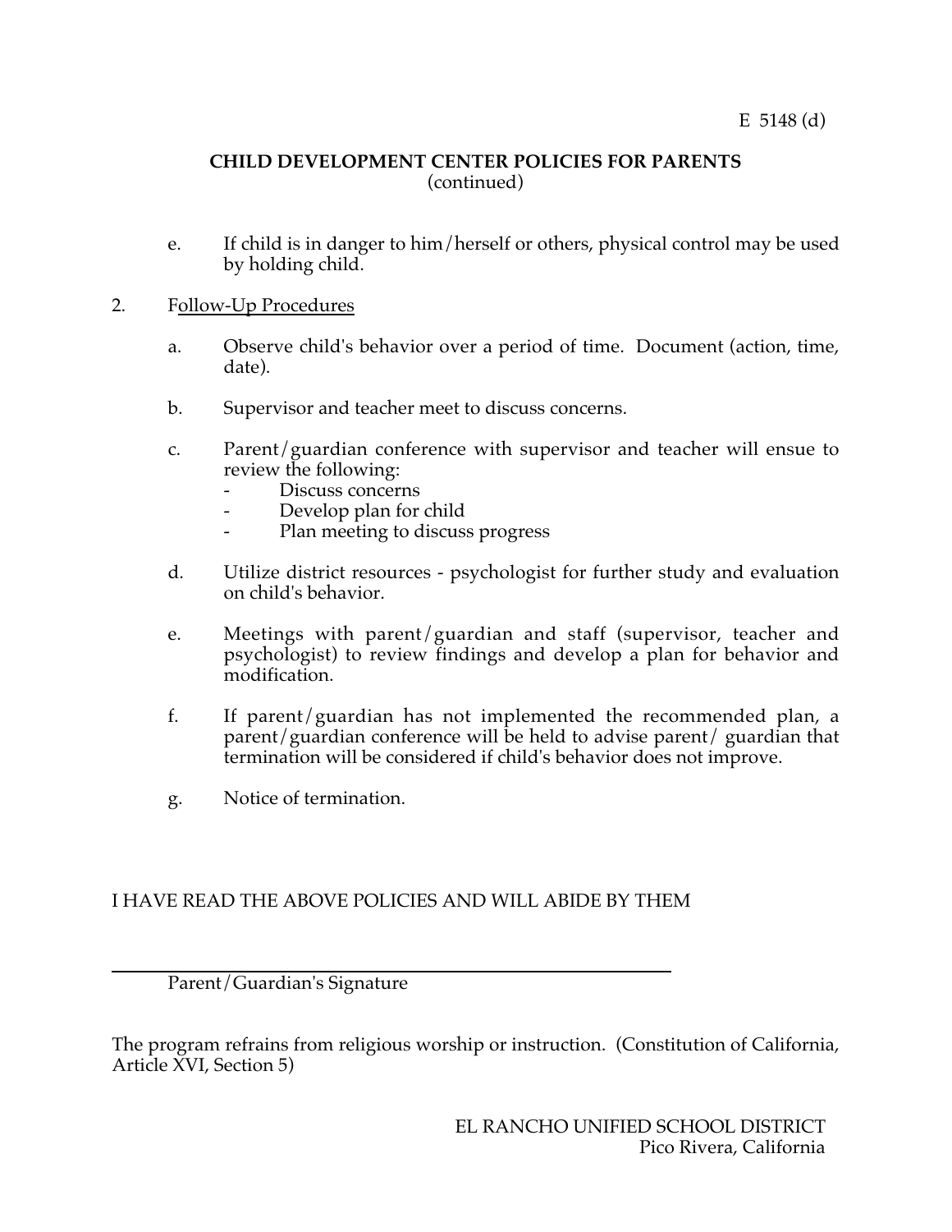E 5148 (d)

**CHILD DEVELOPMENT CENTER POLICIES FOR PARENTS**
(continued)

e. If child is in danger to him/herself or others, physical control may be used by holding child.

2. Follow-Up Procedures

   a. Observe child's behavior over a period of time. Document (action, time, date).

   b. Supervisor and teacher meet to discuss concerns.

   c. Parent/guardian conference with supervisor and teacher will ensue to review the following:
      - Discuss concerns
      - Develop plan for child
      - Plan meeting to discuss progress

   d. Utilize district resources - psychologist for further study and evaluation on child's behavior.

   e. Meetings with parent/guardian and staff (supervisor, teacher and psychologist) to review findings and develop a plan for behavior and modification.

   f. If parent/guardian has not implemented the recommended plan, a parent/guardian conference will be held to advise parent/ guardian that termination will be considered if child's behavior does not improve.

   g. Notice of termination.

I HAVE READ THE ABOVE POLICIES AND WILL ABIDE BY THEM

\_\_\_\_\_\_\_\_\_\_\_\_\_\_\_\_\_\_\_\_\_\_\_\_\_\_\_\_\_\_\_\_\_\_\_\_\_\_\_\_\_\_\_\_\_\_\_\_

Parent/Guardian's Signature

The program refrains from religious worship or instruction. (Constitution of California, Article XVI, Section 5)

EL RANCHO UNIFIED SCHOOL DISTRICT
Pico Rivera, California